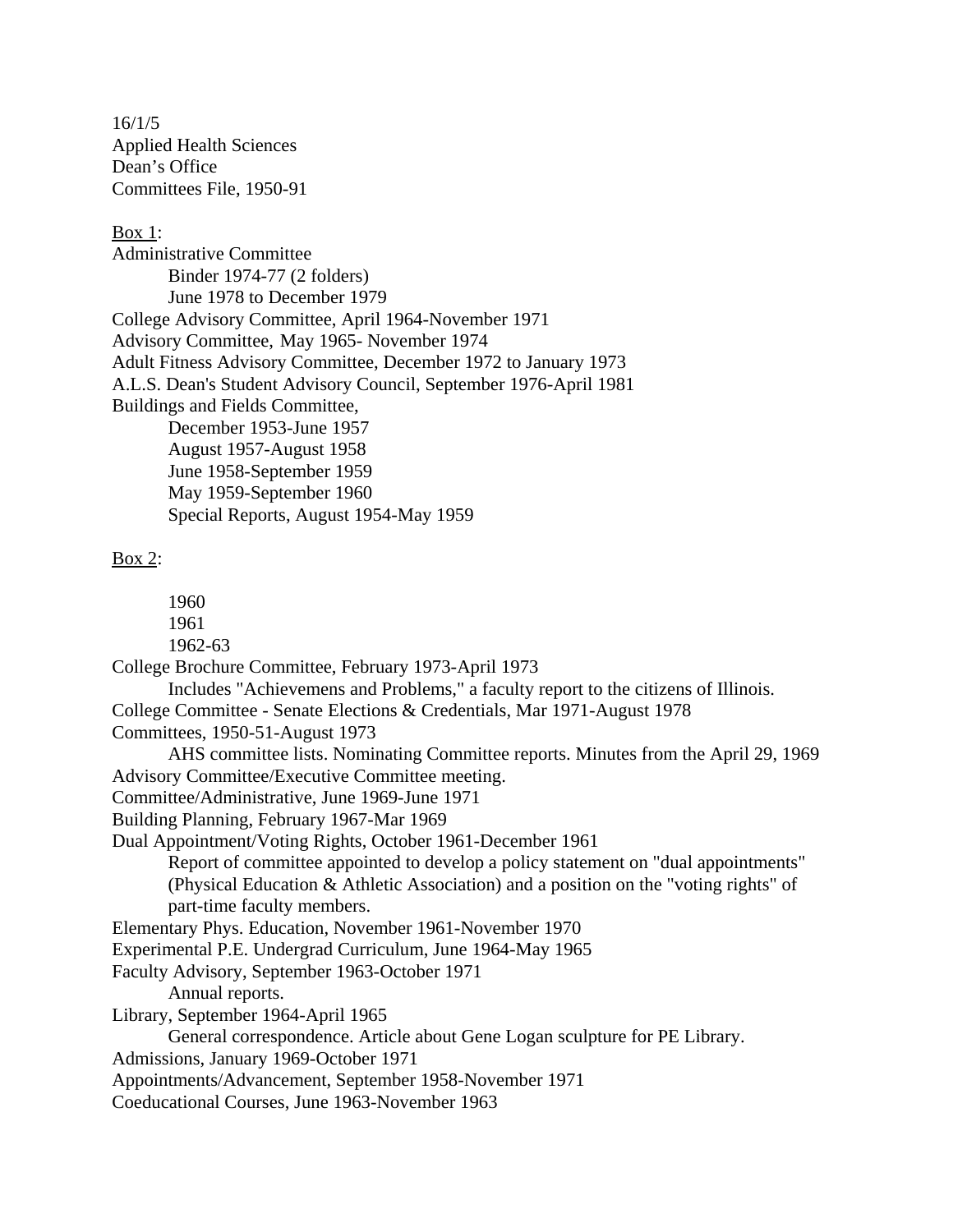16/1/5
Applied Health Sciences
Dean's Office
Committees File, 1950-91

Box 1:

Administrative Committee
- Binder 1974-77 (2 folders)
- June 1978 to December 1979

College Advisory Committee, April 1964-November 1971
Advisory Committee, May 1965- November 1974
Adult Fitness Advisory Committee, December 1972 to January 1973
A.L.S. Dean's Student Advisory Council, September 1976-April 1981
Buildings and Fields Committee,
- December 1953-June 1957
- August 1957-August 1958
- June 1958-September 1959
- May 1959-September 1960
- Special Reports, August 1954-May 1959

Box 2:

- 1960
- 1961
- 1962-63

College Brochure Committee, February 1973-April 1973
- Includes "Achievemens and Problems," a faculty report to the citizens of Illinois.

College Committee - Senate Elections & Credentials, Mar 1971-August 1978
Committees, 1950-51-August 1973
- AHS committee lists. Nominating Committee reports. Minutes from the April 29, 1969 Advisory Committee/Executive Committee meeting.

Committee/Administrative, June 1969-June 1971
Building Planning, February 1967-Mar 1969
Dual Appointment/Voting Rights, October 1961-December 1961
- Report of committee appointed to develop a policy statement on "dual appointments" (Physical Education & Athletic Association) and a position on the "voting rights" of part-time faculty members.

Elementary Phys. Education, November 1961-November 1970
Experimental P.E. Undergrad Curriculum, June 1964-May 1965
Faculty Advisory, September 1963-October 1971
- Annual reports.

Library, September 1964-April 1965
- General correspondence. Article about Gene Logan sculpture for PE Library.

Admissions, January 1969-October 1971
Appointments/Advancement, September 1958-November 1971
Coeducational Courses, June 1963-November 1963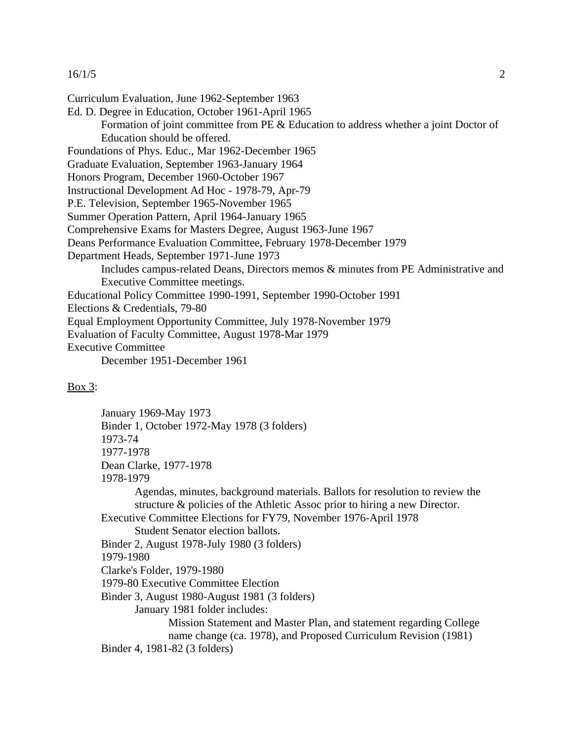Curriculum Evaluation, June 1962-September 1963

Ed. D. Degree in Education, October 1961-April 1965

  Formation of joint committee from PE & Education to address whether a joint Doctor of Education should be offered.

Foundations of Phys. Educ., Mar 1962-December 1965

Graduate Evaluation, September 1963-January 1964

Honors Program, December 1960-October 1967

Instructional Development Ad Hoc - 1978-79, Apr-79

P.E. Television, September 1965-November 1965

Summer Operation Pattern, April 1964-January 1965

Comprehensive Exams for Masters Degree, August 1963-June 1967

Deans Performance Evaluation Committee, February 1978-December 1979

Department Heads, September 1971-June 1973

  Includes campus-related Deans, Directors memos & minutes from PE Administrative and Executive Committee meetings.

Educational Policy Committee 1990-1991, September 1990-October 1991

Elections & Credentials, 79-80

Equal Employment Opportunity Committee, July 1978-November 1979

Evaluation of Faculty Committee, August 1978-Mar 1979

Executive Committee

  December 1951-December 1961

Box 3:

- January 1969-May 1973
- Binder 1, October 1972-May 1978 (3 folders)
- 1973-74
- 1977-1978
- Dean Clarke, 1977-1978
- 1978-1979
  - Agendas, minutes, background materials. Ballots for resolution to review the structure & policies of the Athletic Assoc prior to hiring a new Director.
- Executive Committee Elections for FY79, November 1976-April 1978
  - Student Senator election ballots.
- Binder 2, August 1978-July 1980 (3 folders)
- 1979-1980
- Clarke's Folder, 1979-1980
- 1979-80 Executive Committee Election
- Binder 3, August 1980-August 1981 (3 folders)
  - January 1981 folder includes:
    - Mission Statement and Master Plan, and statement regarding College name change (ca. 1978), and Proposed Curriculum Revision (1981)
- Binder 4, 1981-82 (3 folders)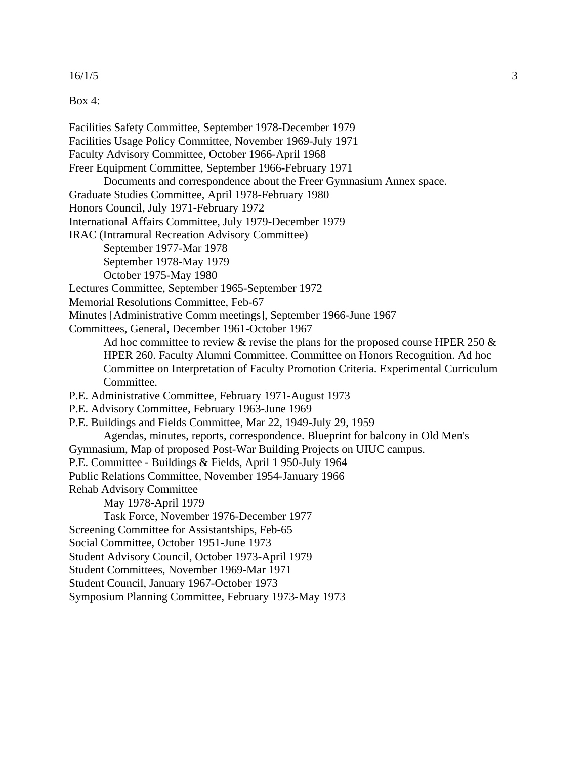Box 4:

Facilities Safety Committee, September 1978-December 1979
Facilities Usage Policy Committee, November 1969-July 1971
Faculty Advisory Committee, October 1966-April 1968
Freer Equipment Committee, September 1966-February 1971
    Documents and correspondence about the Freer Gymnasium Annex space.
Graduate Studies Committee, April 1978-February 1980
Honors Council, July 1971-February 1972
International Affairs Committee, July 1979-December 1979
IRAC (Intramural Recreation Advisory Committee)
    September 1977-Mar 1978
    September 1978-May 1979
    October 1975-May 1980
Lectures Committee, September 1965-September 1972
Memorial Resolutions Committee, Feb-67
Minutes [Administrative Comm meetings], September 1966-June 1967
Committees, General, December 1961-October 1967
    Ad hoc committee to review & revise the plans for the proposed course HPER 250 & HPER 260. Faculty Alumni Committee. Committee on Honors Recognition. Ad hoc Committee on Interpretation of Faculty Promotion Criteria. Experimental Curriculum Committee.
P.E. Administrative Committee, February 1971-August 1973
P.E. Advisory Committee, February 1963-June 1969
P.E. Buildings and Fields Committee, Mar 22, 1949-July 29, 1959
    Agendas, minutes, reports, correspondence. Blueprint for balcony in Old Men's Gymnasium, Map of proposed Post-War Building Projects on UIUC campus.
P.E. Committee - Buildings & Fields, April 1 950-July 1964
Public Relations Committee, November 1954-January 1966
Rehab Advisory Committee
    May 1978-April 1979
    Task Force, November 1976-December 1977
Screening Committee for Assistantships, Feb-65
Social Committee, October 1951-June 1973
Student Advisory Council, October 1973-April 1979
Student Committees, November 1969-Mar 1971
Student Council, January 1967-October 1973
Symposium Planning Committee, February 1973-May 1973